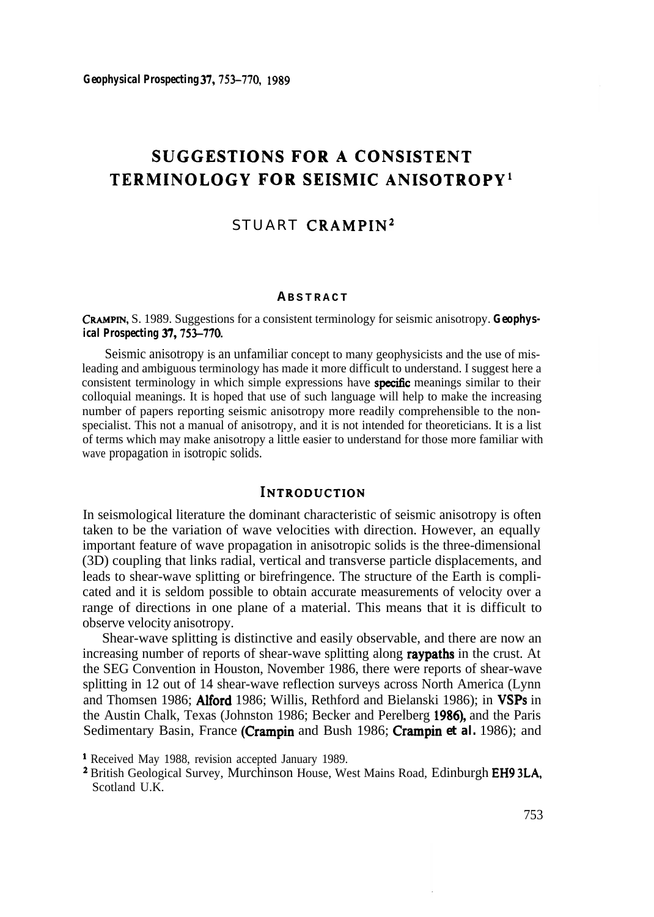# SUGGESTIONS FOR A CONSISTENT TERMINOLOGY FOR SEISMIC ANISOTROPY[1]

## STUART CRAMPIN[2]

### ABSTRACT

CRAMPIN, S. 1989. Suggestions for a consistent terminology for seismic anisotropy. *Geophysical Prospecting* **37**, 753–770.

Seismic anisotropy is an unfamiliar concept to many geophysicists and the use of misleading and ambiguous terminology has made it more difficult to understand. I suggest here a consistent terminology in which simple expressions have specific meanings similar to their colloquial meanings. It is hoped that use of such language will help to make the increasing number of papers reporting seismic anisotropy more readily comprehensible to the non-specialist. This not a manual of anisotropy, and it is not intended for theoreticians. It is a list of terms which may make anisotropy a little easier to understand for those more familiar with wave propagation in isotropic solids.

### INTRODUCTION

In seismological literature the dominant characteristic of seismic anisotropy is often taken to be the variation of wave velocities with direction. However, an equally important feature of wave propagation in anisotropic solids is the three-dimensional (3D) coupling that links radial, vertical and transverse particle displacements, and leads to shear-wave splitting or birefringence. The structure of the Earth is complicated and it is seldom possible to obtain accurate measurements of velocity over a range of directions in one plane of a material. This means that it is difficult to observe velocity anisotropy.

Shear-wave splitting is distinctive and easily observable, and there are now an increasing number of reports of shear-wave splitting along raypaths in the crust. At the SEG Convention in Houston, November 1986, there were reports of shear-wave splitting in 12 out of 14 shear-wave reflection surveys across North America (Lynn and Thomsen 1986; Alford 1986; Willis, Rethford and Bielanski 1986); in VSPs in the Austin Chalk, Texas (Johnston 1986; Becker and Perelberg 1986), and the Paris Sedimentary Basin, France (Crampin and Bush 1986; Crampin *et al.* 1986); and

[1] Received May 1988, revision accepted January 1989.

[2] British Geological Survey, Murchinson House, West Mains Road, Edinburgh EH9 3LA, Scotland U.K.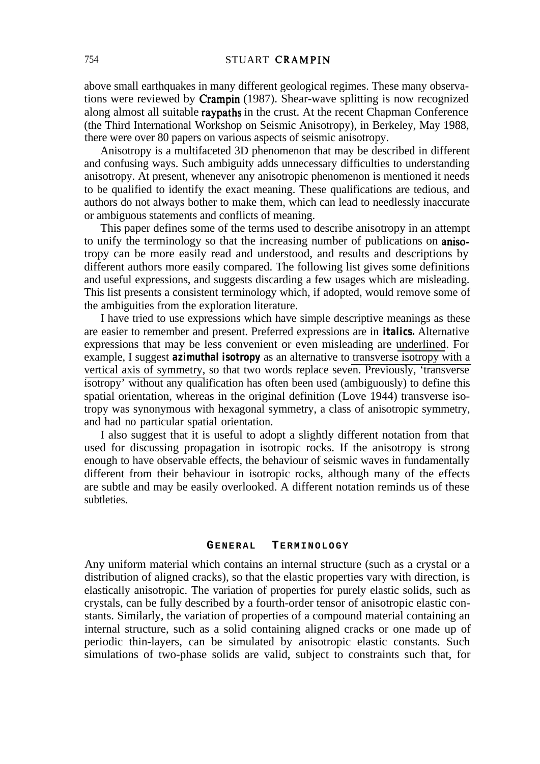above small earthquakes in many different geological regimes. These many observations were reviewed by Crampin (1987). Shear-wave splitting is now recognized along almost all suitable raypaths in the crust. At the recent Chapman Conference (the Third International Workshop on Seismic Anisotropy), in Berkeley, May 1988, there were over 80 papers on various aspects of seismic anisotropy.

Anisotropy is a multifaceted 3D phenomenon that may be described in different and confusing ways. Such ambiguity adds unnecessary difficulties to understanding anisotropy. At present, whenever any anisotropic phenomenon is mentioned it needs to be qualified to identify the exact meaning. These qualifications are tedious, and authors do not always bother to make them, which can lead to needlessly inaccurate or ambiguous statements and conflicts of meaning.

This paper defines some of the terms used to describe anisotropy in an attempt to unify the terminology so that the increasing number of publications on anisotropy can be more easily read and understood, and results and descriptions by different authors more easily compared. The following list gives some definitions and useful expressions, and suggests discarding a few usages which are misleading. This list presents a consistent terminology which, if adopted, would remove some of the ambiguities from the exploration literature.

I have tried to use expressions which have simple descriptive meanings as these are easier to remember and present. Preferred expressions are in ***italics.*** Alternative expressions that may be less convenient or even misleading are <u>underlined</u>. For example, I suggest ***azimuthal isotropy*** as an alternative to <u>transverse isotropy with a vertical axis of symmetry</u>, so that two words replace seven. Previously, 'transverse isotropy' without any qualification has often been used (ambiguously) to define this spatial orientation, whereas in the original definition (Love 1944) transverse isotropy was synonymous with hexagonal symmetry, a class of anisotropic symmetry, and had no particular spatial orientation.

I also suggest that it is useful to adopt a slightly different notation from that used for discussing propagation in isotropic rocks. If the anisotropy is strong enough to have observable effects, the behaviour of seismic waves in fundamentally different from their behaviour in isotropic rocks, although many of the effects are subtle and may be easily overlooked. A different notation reminds us of these subtleties.

## General Terminology

Any uniform material which contains an internal structure (such as a crystal or a distribution of aligned cracks), so that the elastic properties vary with direction, is elastically anisotropic. The variation of properties for purely elastic solids, such as crystals, can be fully described by a fourth-order tensor of anisotropic elastic constants. Similarly, the variation of properties of a compound material containing an internal structure, such as a solid containing aligned cracks or one made up of periodic thin-layers, can be simulated by anisotropic elastic constants. Such simulations of two-phase solids are valid, subject to constraints such that, for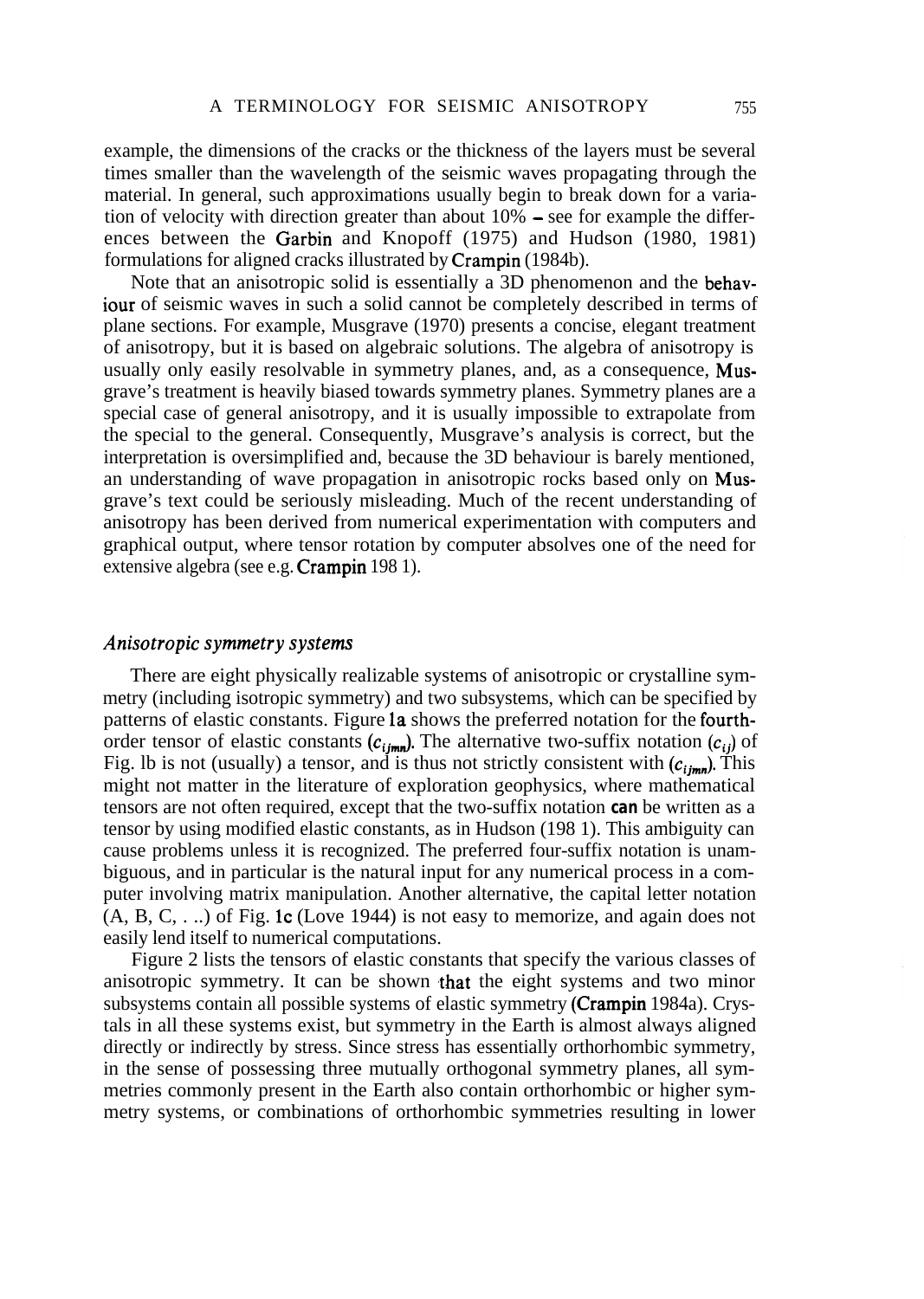example, the dimensions of the cracks or the thickness of the layers must be several times smaller than the wavelength of the seismic waves propagating through the material. In general, such approximations usually begin to break down for a variation of velocity with direction greater than about 10% – see for example the differences between the Garbin and Knopoff (1975) and Hudson (1980, 1981) formulations for aligned cracks illustrated by Crampin (1984b).

Note that an anisotropic solid is essentially a 3D phenomenon and the behaviour of seismic waves in such a solid cannot be completely described in terms of plane sections. For example, Musgrave (1970) presents a concise, elegant treatment of anisotropy, but it is based on algebraic solutions. The algebra of anisotropy is usually only easily resolvable in symmetry planes, and, as a consequence, Musgrave's treatment is heavily biased towards symmetry planes. Symmetry planes are a special case of general anisotropy, and it is usually impossible to extrapolate from the special to the general. Consequently, Musgrave's analysis is correct, but the interpretation is oversimplified and, because the 3D behaviour is barely mentioned, an understanding of wave propagation in anisotropic rocks based only on Musgrave's text could be seriously misleading. Much of the recent understanding of anisotropy has been derived from numerical experimentation with computers and graphical output, where tensor rotation by computer absolves one of the need for extensive algebra (see e.g. Crampin 1981).

### *Anisotropic symmetry systems*

There are eight physically realizable systems of anisotropic or crystalline symmetry (including isotropic symmetry) and two subsystems, which can be specified by patterns of elastic constants. Figure 1a shows the preferred notation for the fourth-order tensor of elastic constants ($c_{ijmn}$). The alternative two-suffix notation ($c_{ij}$) of Fig. 1b is not (usually) a tensor, and is thus not strictly consistent with ($c_{ijmn}$). This might not matter in the literature of exploration geophysics, where mathematical tensors are not often required, except that the two-suffix notation **can** be written as a tensor by using modified elastic constants, as in Hudson (1981). This ambiguity can cause problems unless it is recognized. The preferred four-suffix notation is unambiguous, and in particular is the natural input for any numerical process in a computer involving matrix manipulation. Another alternative, the capital letter notation (A, B, C, . ..) of Fig. 1c (Love 1944) is not easy to memorize, and again does not easily lend itself to numerical computations.

Figure 2 lists the tensors of elastic constants that specify the various classes of anisotropic symmetry. It can be shown that the eight systems and two minor subsystems contain all possible systems of elastic symmetry (Crampin 1984a). Crystals in all these systems exist, but symmetry in the Earth is almost always aligned directly or indirectly by stress. Since stress has essentially orthorhombic symmetry, in the sense of possessing three mutually orthogonal symmetry planes, all symmetries commonly present in the Earth also contain orthorhombic or higher symmetry systems, or combinations of orthorhombic symmetries resulting in lower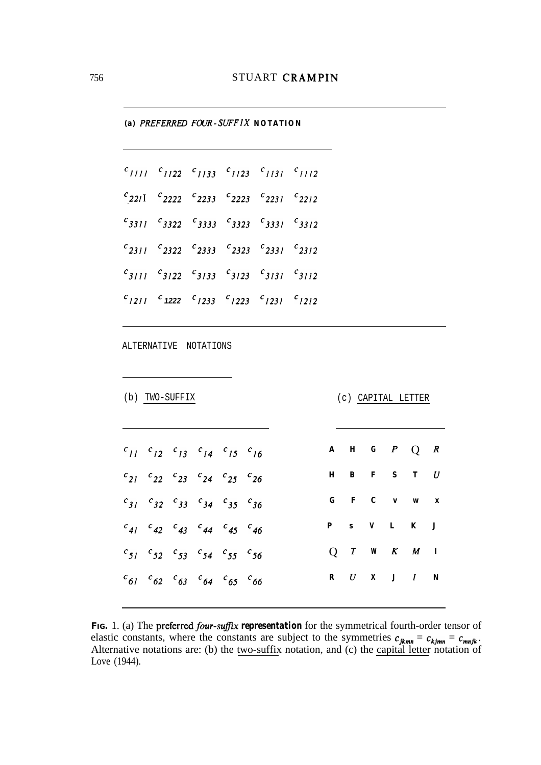**(a)** *PREFERRED FOUR-SUFFIX* **NOTATION**

| | | | | | |
|---|---|---|---|---|---|
| $c_{1111}$ | $c_{1122}$ | $c_{1133}$ | $c_{1123}$ | $c_{1131}$ | $c_{1112}$ |
| $c_{2211}$ | $c_{2222}$ | $c_{2233}$ | $c_{2223}$ | $c_{2231}$ | $c_{2212}$ |
| $c_{3311}$ | $c_{3322}$ | $c_{3333}$ | $c_{3323}$ | $c_{3331}$ | $c_{3312}$ |
| $c_{2311}$ | $c_{2322}$ | $c_{2333}$ | $c_{2323}$ | $c_{2331}$ | $c_{2312}$ |
| $c_{3111}$ | $c_{3122}$ | $c_{3133}$ | $c_{3123}$ | $c_{3131}$ | $c_{3112}$ |
| $c_{1211}$ | $c_{1222}$ | $c_{1233}$ | $c_{1223}$ | $c_{1231}$ | $c_{1212}$ |

ALTERNATIVE NOTATIONS

(b) TWO-SUFFIX

| | | | | | |
|---|---|---|---|---|---|
| $c_{11}$ | $c_{12}$ | $c_{13}$ | $c_{14}$ | $c_{15}$ | $c_{16}$ |
| $c_{21}$ | $c_{22}$ | $c_{23}$ | $c_{24}$ | $c_{25}$ | $c_{26}$ |
| $c_{31}$ | $c_{32}$ | $c_{33}$ | $c_{34}$ | $c_{35}$ | $c_{36}$ |
| $c_{41}$ | $c_{42}$ | $c_{43}$ | $c_{44}$ | $c_{45}$ | $c_{46}$ |
| $c_{51}$ | $c_{52}$ | $c_{53}$ | $c_{54}$ | $c_{55}$ | $c_{56}$ |
| $c_{61}$ | $c_{62}$ | $c_{63}$ | $c_{64}$ | $c_{65}$ | $c_{66}$ |

(c) CAPITAL LETTER

| | | | | | |
|---|---|---|---|---|---|
| A | H | G | P | Q | R |
| H | B | F | S | T | U |
| G | F | C | V | W | X |
| P | S | V | L | K | J |
| Q | T | W | K | M | I |
| R | U | X | J | I | N |

**FIG.** 1. (a) The preferred *four-suffix* **representation** for the symmetrical fourth-order tensor of elastic constants, where the constants are subject to the symmetries $c_{jkmn} = c_{kjmn} = c_{mnjk}$. Alternative notations are: (b) the two-suffix notation, and (c) the capital letter notation of Love (1944).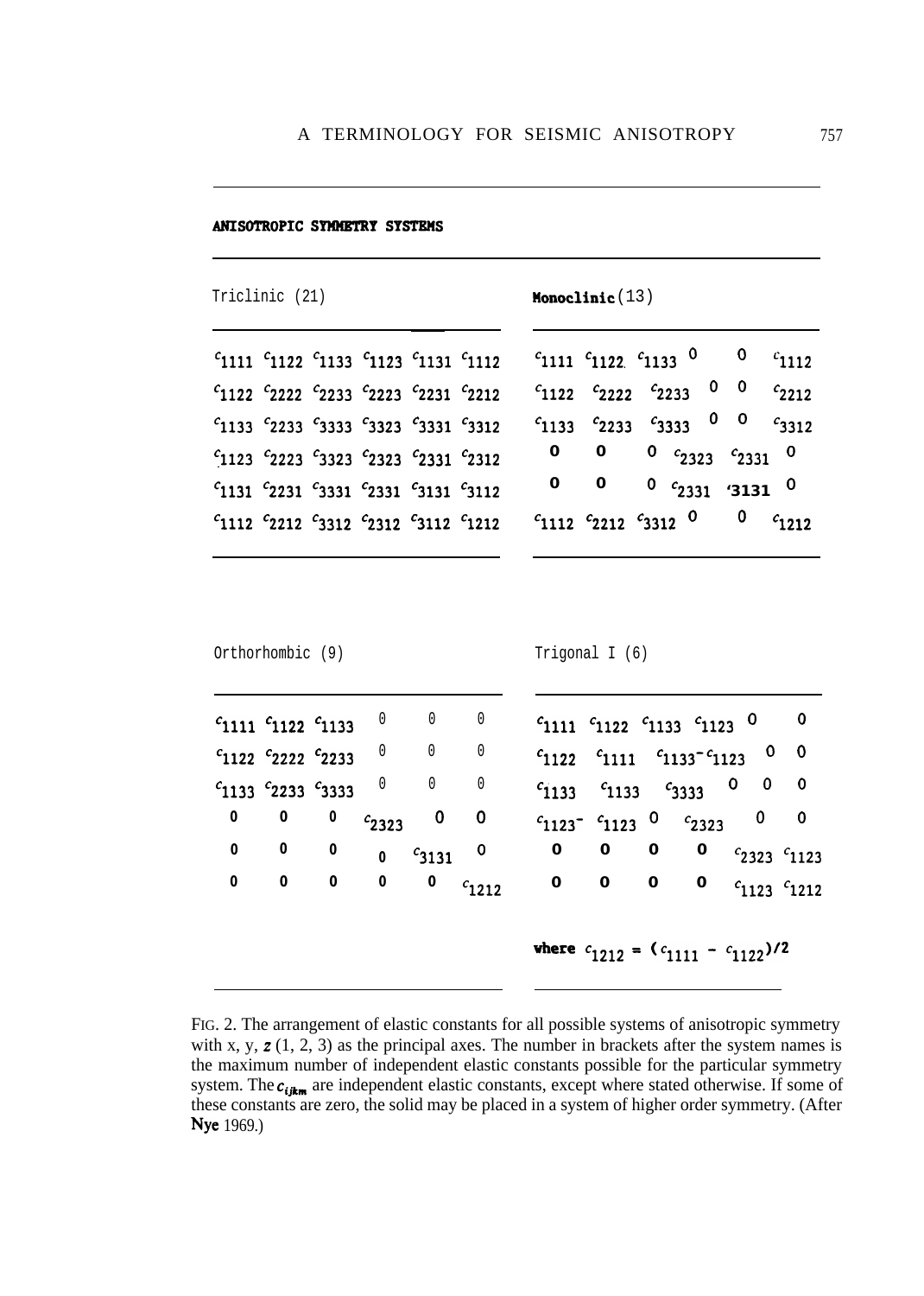**ANISOTROPIC SYMMETRY SYSTEMS**

Triclinic (21)

| | | | | | |
|---|---|---|---|---|---|
| $c_{1111}$ | $c_{1122}$ | $c_{1133}$ | $c_{1123}$ | $c_{1131}$ | $c_{1112}$ |
| $c_{1122}$ | $c_{2222}$ | $c_{2233}$ | $c_{2223}$ | $c_{2231}$ | $c_{2212}$ |
| $c_{1133}$ | $c_{2233}$ | $c_{3333}$ | $c_{3323}$ | $c_{3331}$ | $c_{3312}$ |
| $c_{1123}$ | $c_{2223}$ | $c_{3323}$ | $c_{2323}$ | $c_{2331}$ | $c_{2312}$ |
| $c_{1131}$ | $c_{2231}$ | $c_{3331}$ | $c_{2331}$ | $c_{3131}$ | $c_{3112}$ |
| $c_{1112}$ | $c_{2212}$ | $c_{3312}$ | $c_{2312}$ | $c_{3112}$ | $c_{1212}$ |

Monoclinic (13)

| | | | | | |
|---|---|---|---|---|---|
| $c_{1111}$ | $c_{1122}$ | $c_{1133}$ | 0 | 0 | $c_{1112}$ |
| $c_{1122}$ | $c_{2222}$ | $c_{2233}$ | 0 | 0 | $c_{2212}$ |
| $c_{1133}$ | $c_{2233}$ | $c_{3333}$ | 0 | 0 | $c_{3312}$ |
| 0 | 0 | 0 | $c_{2323}$ | $c_{2331}$ | 0 |
| 0 | 0 | 0 | $c_{2331}$ | $c_{3131}$ | 0 |
| $c_{1112}$ | $c_{2212}$ | $c_{3312}$ | 0 | 0 | $c_{1212}$ |

Orthorhombic (9)

| | | | | | |
|---|---|---|---|---|---|
| $c_{1111}$ | $c_{1122}$ | $c_{1133}$ | 0 | 0 | 0 |
| $c_{1122}$ | $c_{2222}$ | $c_{2233}$ | 0 | 0 | 0 |
| $c_{1133}$ | $c_{2233}$ | $c_{3333}$ | 0 | 0 | 0 |
| 0 | 0 | 0 | $c_{2323}$ | 0 | 0 |
| 0 | 0 | 0 | 0 | $c_{3131}$ | 0 |
| 0 | 0 | 0 | 0 | 0 | $c_{1212}$ |

Trigonal I (6)

| | | | | | |
|---|---|---|---|---|---|
| $c_{1111}$ | $c_{1122}$ | $c_{1133}$ | $c_{1123}$ | 0 | 0 |
| $c_{1122}$ | $c_{1111}$ | $c_{1133}$ | $-c_{1123}$ | 0 | 0 |
| $c_{1133}$ | $c_{1133}$ | $c_{3333}$ | 0 | 0 | 0 |
| $c_{1123}$ | $-c_{1123}$ | 0 | $c_{2323}$ | 0 | 0 |
| 0 | 0 | 0 | 0 | $c_{2323}$ | $c_{1123}$ |
| 0 | 0 | 0 | 0 | $c_{1123}$ | $c_{1212}$ |

where $c_{1212} = (c_{1111} - c_{1122})/2$

FIG. 2. The arrangement of elastic constants for all possible systems of anisotropic symmetry with x, y, $z$ (1, 2, 3) as the principal axes. The number in brackets after the system names is the maximum number of independent elastic constants possible for the particular symmetry system. The $c_{ijkm}$ are independent elastic constants, except where stated otherwise. If some of these constants are zero, the solid may be placed in a system of higher order symmetry. (After Nye 1969.)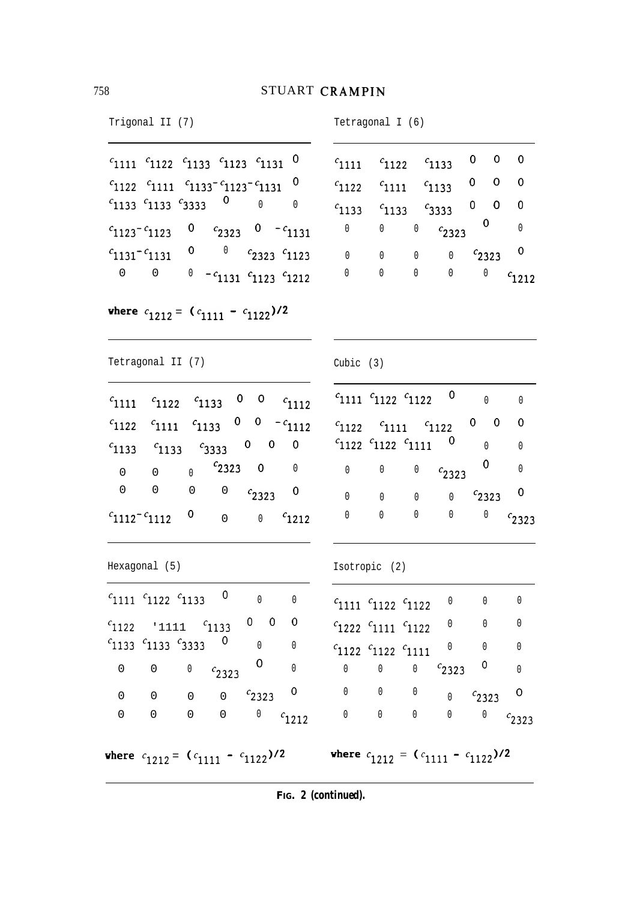Trigonal II (7)

$$
\begin{matrix}
c_{1111} & c_{1122} & c_{1133} & c_{1123} & c_{1131} & 0 \\
c_{1122} & c_{1111} & c_{1133} & -c_{1123} & -c_{1131} & 0 \\
c_{1133} & c_{1133} & c_{3333} & 0 & 0 & 0 \\
c_{1123} & -c_{1123} & 0 & c_{2323} & 0 & -c_{1131} \\
c_{1131} & -c_{1131} & 0 & 0 & c_{2323} & c_{1123} \\
0 & 0 & 0 & -c_{1131} & c_{1123} & c_{1212}
\end{matrix}
$$

**where** $c_{1212} = (c_{1111} - c_{1122})/2$

Tetragonal I (6)

$$
\begin{matrix}
c_{1111} & c_{1122} & c_{1133} & 0 & 0 & 0 \\
c_{1122} & c_{1111} & c_{1133} & 0 & 0 & 0 \\
c_{1133} & c_{1133} & c_{3333} & 0 & 0 & 0 \\
0 & 0 & 0 & c_{2323} & 0 & 0 \\
0 & 0 & 0 & 0 & c_{2323} & 0 \\
0 & 0 & 0 & 0 & 0 & c_{1212}
\end{matrix}
$$

Tetragonal II (7)

$$
\begin{matrix}
c_{1111} & c_{1122} & c_{1133} & 0 & 0 & c_{1112} \\
c_{1122} & c_{1111} & c_{1133} & 0 & 0 & -c_{1112} \\
c_{1133} & c_{1133} & c_{3333} & 0 & 0 & 0 \\
0 & 0 & 0 & c_{2323} & 0 & 0 \\
0 & 0 & 0 & 0 & c_{2323} & 0 \\
c_{1112} & -c_{1112} & 0 & 0 & 0 & c_{1212}
\end{matrix}
$$

Cubic (3)

$$
\begin{matrix}
c_{1111} & c_{1122} & c_{1122} & 0 & 0 & 0 \\
c_{1122} & c_{1111} & c_{1122} & 0 & 0 & 0 \\
c_{1122} & c_{1122} & c_{1111} & 0 & 0 & 0 \\
0 & 0 & 0 & c_{2323} & 0 & 0 \\
0 & 0 & 0 & 0 & c_{2323} & 0 \\
0 & 0 & 0 & 0 & 0 & c_{2323}
\end{matrix}
$$

Hexagonal (5)

$$
\begin{matrix}
c_{1111} & c_{1122} & c_{1133} & 0 & 0 & 0 \\
c_{1122} & c_{1111} & c_{1133} & 0 & 0 & 0 \\
c_{1133} & c_{1133} & c_{3333} & 0 & 0 & 0 \\
0 & 0 & 0 & c_{2323} & 0 & 0 \\
0 & 0 & 0 & 0 & c_{2323} & 0 \\
0 & 0 & 0 & 0 & 0 & c_{1212}
\end{matrix}
$$

**where** $c_{1212} = (c_{1111} - c_{1122})/2$

Isotropic (2)

$$
\begin{matrix}
c_{1111} & c_{1122} & c_{1122} & 0 & 0 & 0 \\
c_{1222} & c_{1111} & c_{1122} & 0 & 0 & 0 \\
c_{1122} & c_{1122} & c_{1111} & 0 & 0 & 0 \\
0 & 0 & 0 & c_{2323} & 0 & 0 \\
0 & 0 & 0 & 0 & c_{2323} & 0 \\
0 & 0 & 0 & 0 & 0 & c_{2323}
\end{matrix}
$$

**where** $c_{1212} = (c_{1111} - c_{1122})/2$

**FIG. 2 (continued).**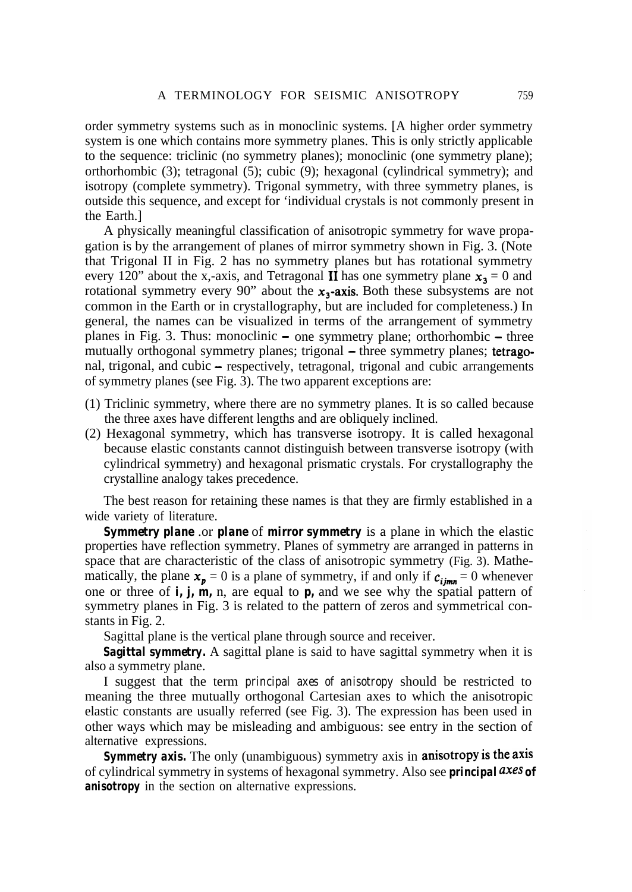order symmetry systems such as in monoclinic systems. [A higher order symmetry system is one which contains more symmetry planes. This is only strictly applicable to the sequence: triclinic (no symmetry planes); monoclinic (one symmetry plane); orthorhombic (3); tetragonal (5); cubic (9); hexagonal (cylindrical symmetry); and isotropy (complete symmetry). Trigonal symmetry, with three symmetry planes, is outside this sequence, and except for 'individual crystals is not commonly present in the Earth.]

A physically meaningful classification of anisotropic symmetry for wave propagation is by the arrangement of planes of mirror symmetry shown in Fig. 3. (Note that Trigonal II in Fig. 2 has no symmetry planes but has rotational symmetry every 120" about the $x_3$-axis, and Tetragonal II has one symmetry plane $x_3 = 0$ and rotational symmetry every 90" about the $x_3$-axis. Both these subsystems are not common in the Earth or in crystallography, but are included for completeness.) In general, the names can be visualized in terms of the arrangement of symmetry planes in Fig. 3. Thus: monoclinic – one symmetry plane; orthorhombic – three mutually orthogonal symmetry planes; trigonal – three symmetry planes; tetragonal, trigonal, and cubic – respectively, tetragonal, trigonal and cubic arrangements of symmetry planes (see Fig. 3). The two apparent exceptions are:

(1) Triclinic symmetry, where there are no symmetry planes. It is so called because the three axes have different lengths and are obliquely inclined.
(2) Hexagonal symmetry, which has transverse isotropy. It is called hexagonal because elastic constants cannot distinguish between transverse isotropy (with cylindrical symmetry) and hexagonal prismatic crystals. For crystallography the crystalline analogy takes precedence.

The best reason for retaining these names is that they are firmly established in a wide variety of literature.

**Symmetry plane** .or **plane** of **mirror symmetry** is a plane in which the elastic properties have reflection symmetry. Planes of symmetry are arranged in patterns in space that are characteristic of the class of anisotropic symmetry (Fig. 3). Mathematically, the plane $x_p = 0$ is a plane of symmetry, if and only if $c_{ijmn} = 0$ whenever one or three of $i, j, m, n$, are equal to $p$, and we see why the spatial pattern of symmetry planes in Fig. 3 is related to the pattern of zeros and symmetrical constants in Fig. 2.

Sagittal plane is the vertical plane through source and receiver.

**Sagittal symmetry.** A sagittal plane is said to have sagittal symmetry when it is also a symmetry plane.

I suggest that the term *principal axes of anisotropy* should be restricted to meaning the three mutually orthogonal Cartesian axes to which the anisotropic elastic constants are usually referred (see Fig. 3). The expression has been used in other ways which may be misleading and ambiguous: see entry in the section of alternative expressions.

**Symmetry axis.** The only (unambiguous) symmetry axis in anisotropy is the axis of cylindrical symmetry in systems of hexagonal symmetry. Also see **principal axes of anisotropy** in the section on alternative expressions.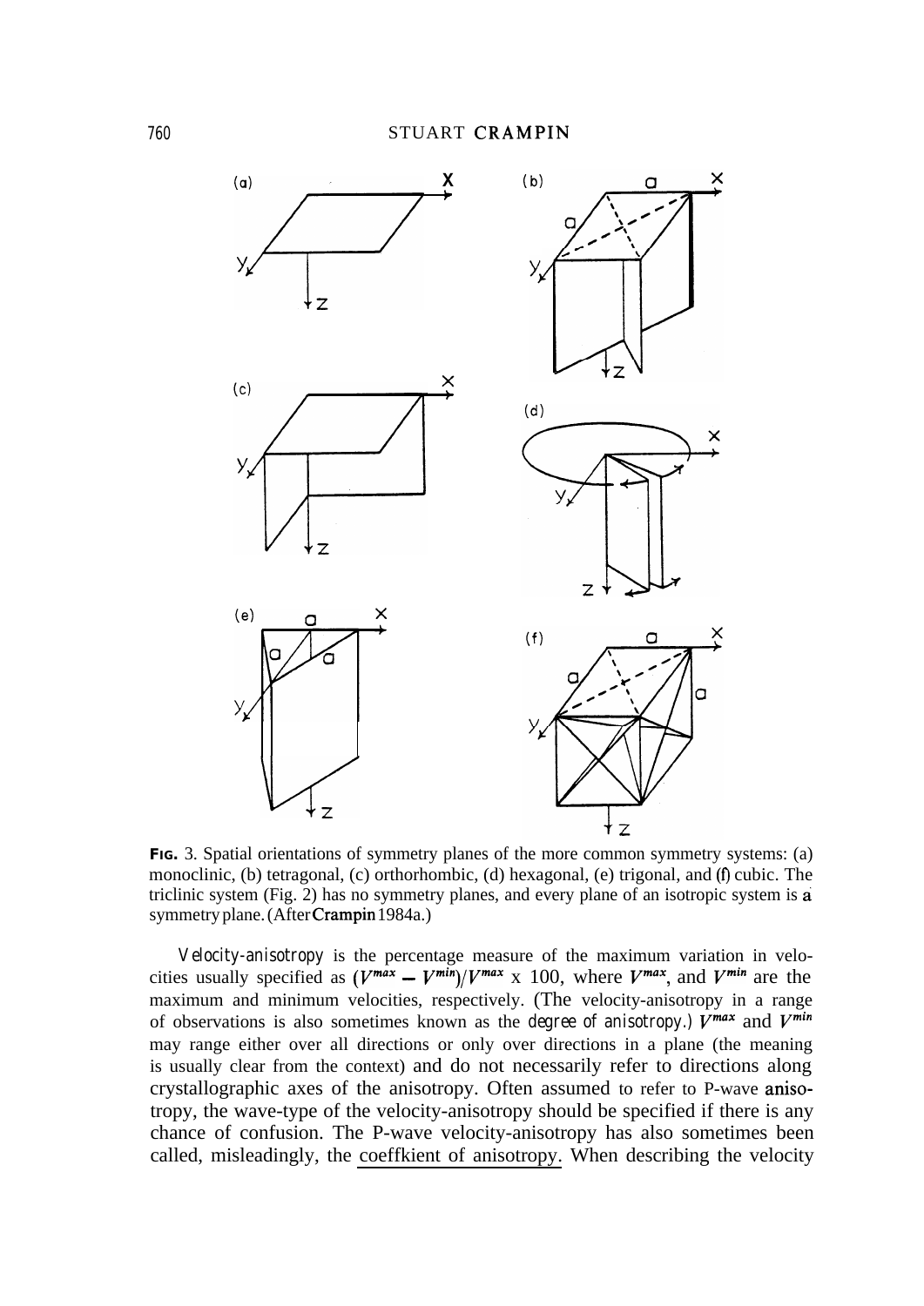**FIG. 3.** Spatial orientations of symmetry planes of the more common symmetry systems: (a) monoclinic, (b) tetragonal, (c) orthorhombic, (d) hexagonal, (e) trigonal, and (f) cubic. The triclinic system (Fig. 2) has no symmetry planes, and every plane of an isotropic system is a symmetry plane. (After Crampin 1984a.)

*Velocity-anisotropy* is the percentage measure of the maximum variation in velocities usually specified as $(V^{max} - V^{min})/V^{max} \times 100$, where $V^{max}$, and $V^{min}$ are the maximum and minimum velocities, respectively. (The velocity-anisotropy in a range of observations is also sometimes known as the *degree of anisotropy*.) $V^{max}$ and $V^{min}$ may range either over all directions or only over directions in a plane (the meaning is usually clear from the context) and do not necessarily refer to directions along crystallographic axes of the anisotropy. Often assumed to refer to P-wave anisotropy, the wave-type of the velocity-anisotropy should be specified if there is any chance of confusion. The P-wave velocity-anisotropy has also sometimes been called, misleadingly, the coeffkient of anisotropy. When describing the velocity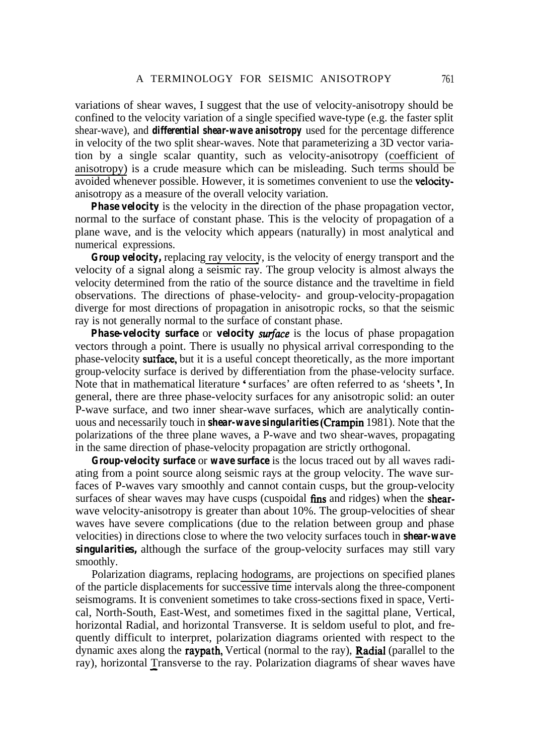variations of shear waves, I suggest that the use of velocity-anisotropy should be confined to the velocity variation of a single specified wave-type (e.g. the faster split shear-wave), and ***differential shear-wave anisotropy*** used for the percentage difference in velocity of the two split shear-waves. Note that parameterizing a 3D vector variation by a single scalar quantity, such as velocity-anisotropy (coefficient of anisotropy) is a crude measure which can be misleading. Such terms should be avoided whenever possible. However, it is sometimes convenient to use the velocity-anisotropy as a measure of the overall velocity variation.

***Phase velocity*** is the velocity in the direction of the phase propagation vector, normal to the surface of constant phase. This is the velocity of propagation of a plane wave, and is the velocity which appears (naturally) in most analytical and numerical expressions.

***Group velocity,*** replacing ray velocity, is the velocity of energy transport and the velocity of a signal along a seismic ray. The group velocity is almost always the velocity determined from the ratio of the source distance and the traveltime in field observations. The directions of phase-velocity- and group-velocity-propagation diverge for most directions of propagation in anisotropic rocks, so that the seismic ray is not generally normal to the surface of constant phase.

***Phase-velocity surface*** or ***velocity surface*** is the locus of phase propagation vectors through a point. There is usually no physical arrival corresponding to the phase-velocity surface, but it is a useful concept theoretically, as the more important group-velocity surface is derived by differentiation from the phase-velocity surface. Note that in mathematical literature 'surfaces' are often referred to as 'sheets'. In general, there are three phase-velocity surfaces for any anisotropic solid: an outer P-wave surface, and two inner shear-wave surfaces, which are analytically continuous and necessarily touch in ***shear-wave singularities*** (Crampin 1981). Note that the polarizations of the three plane waves, a P-wave and two shear-waves, propagating in the same direction of phase-velocity propagation are strictly orthogonal.

***Group-velocity surface*** or ***wave surface*** is the locus traced out by all waves radiating from a point source along seismic rays at the group velocity. The wave surfaces of P-waves vary smoothly and cannot contain cusps, but the group-velocity surfaces of shear waves may have cusps (cuspoidal fins and ridges) when the shear-wave velocity-anisotropy is greater than about 10%. The group-velocities of shear waves have severe complications (due to the relation between group and phase velocities) in directions close to where the two velocity surfaces touch in ***shear-wave singularities,*** although the surface of the group-velocity surfaces may still vary smoothly.

Polarization diagrams, replacing hodograms, are projections on specified planes of the particle displacements for successive time intervals along the three-component seismograms. It is convenient sometimes to take cross-sections fixed in space, Vertical, North-South, East-West, and sometimes fixed in the sagittal plane, Vertical, horizontal Radial, and horizontal Transverse. It is seldom useful to plot, and frequently difficult to interpret, polarization diagrams oriented with respect to the dynamic axes along the raypath, Vertical (normal to the ray), Radial (parallel to the ray), horizontal Transverse to the ray. Polarization diagrams of shear waves have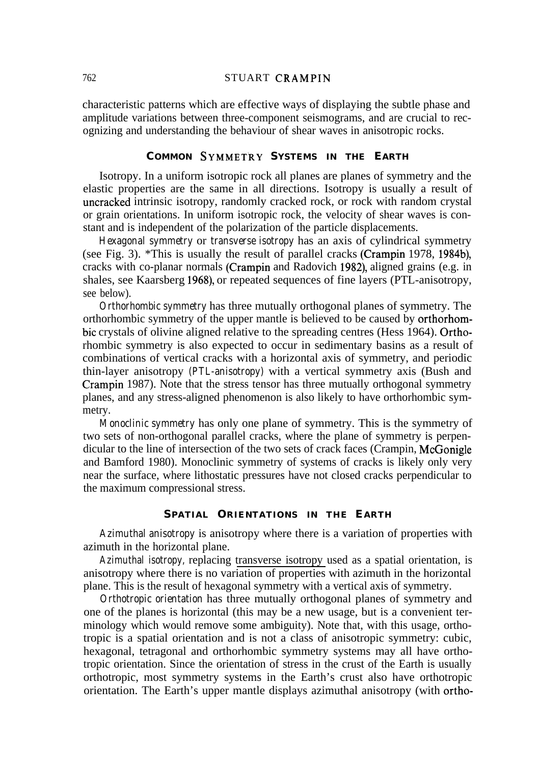characteristic patterns which are effective ways of displaying the subtle phase and amplitude variations between three-component seismograms, and are crucial to recognizing and understanding the behaviour of shear waves in anisotropic rocks.

## COMMON SYMMETRY SYSTEMS IN THE EARTH

Isotropy. In a uniform isotropic rock all planes are planes of symmetry and the elastic properties are the same in all directions. Isotropy is usually a result of uncracked intrinsic isotropy, randomly cracked rock, or rock with random crystal or grain orientations. In uniform isotropic rock, the velocity of shear waves is constant and is independent of the polarization of the particle displacements.

*Hexagonal symmetry* or *transverse isotropy* has an axis of cylindrical symmetry (see Fig. 3). *This is usually the result of parallel cracks (Crampin 1978, 1984b), cracks with co-planar normals (Crampin and Radovich 1982), aligned grains (e.g. in shales, see Kaarsberg 1968), or repeated sequences of fine layers (PTL-anisotropy, see below).

*Orthorhombic symmetry* has three mutually orthogonal planes of symmetry. The orthorhombic symmetry of the upper mantle is believed to be caused by orthorhombic crystals of olivine aligned relative to the spreading centres (Hess 1964). Orthorhombic symmetry is also expected to occur in sedimentary basins as a result of combinations of vertical cracks with a horizontal axis of symmetry, and periodic thin-layer anisotropy (*PTL-anisotropy*) with a vertical symmetry axis (Bush and Crampin 1987). Note that the stress tensor has three mutually orthogonal symmetry planes, and any stress-aligned phenomenon is also likely to have orthorhombic symmetry.

*Monoclinic symmetry* has only one plane of symmetry. This is the symmetry of two sets of non-orthogonal parallel cracks, where the plane of symmetry is perpendicular to the line of intersection of the two sets of crack faces (Crampin, McGonigle and Bamford 1980). Monoclinic symmetry of systems of cracks is likely only very near the surface, where lithostatic pressures have not closed cracks perpendicular to the maximum compressional stress.

## SPATIAL ORIENTATIONS IN THE EARTH

*Azimuthal anisotropy* is anisotropy where there is a variation of properties with azimuth in the horizontal plane.

*Azimuthal isotropy*, replacing transverse isotropy used as a spatial orientation, is anisotropy where there is no variation of properties with azimuth in the horizontal plane. This is the result of hexagonal symmetry with a vertical axis of symmetry.

*Orthotropic orientation* has three mutually orthogonal planes of symmetry and one of the planes is horizontal (this may be a new usage, but is a convenient terminology which would remove some ambiguity). Note that, with this usage, orthotropic is a spatial orientation and is not a class of anisotropic symmetry: cubic, hexagonal, tetragonal and orthorhombic symmetry systems may all have orthotropic orientation. Since the orientation of stress in the crust of the Earth is usually orthotropic, most symmetry systems in the Earth's crust also have orthotropic orientation. The Earth's upper mantle displays azimuthal anisotropy (with ortho-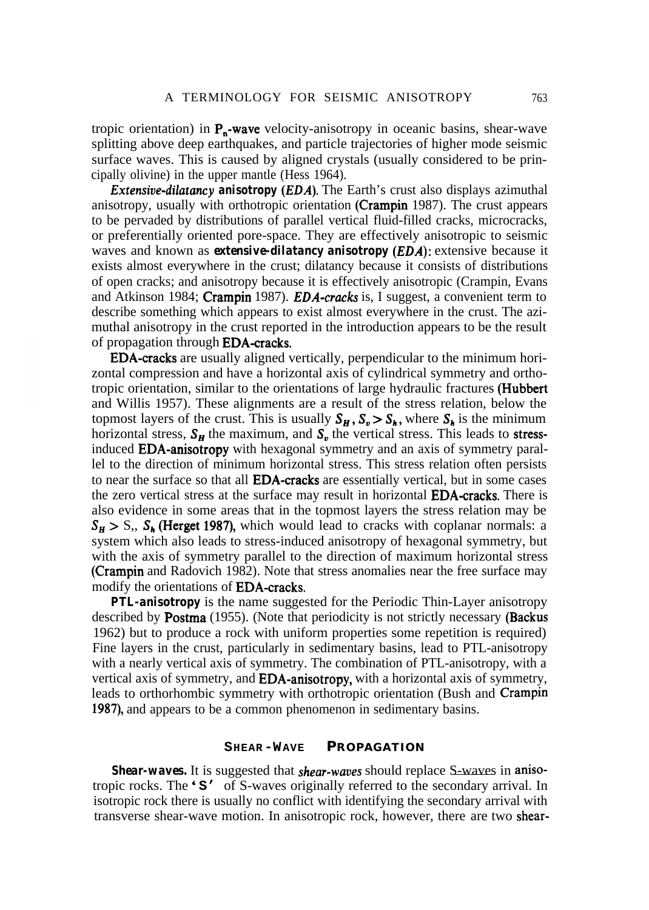tropic orientation) in $P_n$-wave velocity-anisotropy in oceanic basins, shear-wave splitting above deep earthquakes, and particle trajectories of higher mode seismic surface waves. This is caused by aligned crystals (usually considered to be principally olivine) in the upper mantle (Hess 1964).

***Extensive-dilatancy anisotropy (EDA).*** The Earth's crust also displays azimuthal anisotropy, usually with orthotropic orientation (Crampin 1987). The crust appears to be pervaded by distributions of parallel vertical fluid-filled cracks, microcracks, or preferentially oriented pore-space. They are effectively anisotropic to seismic waves and known as **extensive-dilatancy anisotropy (*EDA*)**: extensive because it exists almost everywhere in the crust; dilatancy because it consists of distributions of open cracks; and anisotropy because it is effectively anisotropic (Crampin, Evans and Atkinson 1984; Crampin 1987). ***EDA-cracks*** is, I suggest, a convenient term to describe something which appears to exist almost everywhere in the crust. The azimuthal anisotropy in the crust reported in the introduction appears to be the result of propagation through EDA-cracks.

EDA-cracks are usually aligned vertically, perpendicular to the minimum horizontal compression and have a horizontal axis of cylindrical symmetry and orthotropic orientation, similar to the orientations of large hydraulic fractures (Hubbert and Willis 1957). These alignments are a result of the stress relation, below the topmost layers of the crust. This is usually $S_H, S_v > S_h$, where $S_h$ is the minimum horizontal stress, $S_H$ the maximum, and $S_v$ the vertical stress. This leads to stress-induced EDA-anisotropy with hexagonal symmetry and an axis of symmetry parallel to the direction of minimum horizontal stress. This stress relation often persists to near the surface so that all EDA-cracks are essentially vertical, but in some cases the zero vertical stress at the surface may result in horizontal EDA-cracks. There is also evidence in some areas that in the topmost layers the stress relation may be $S_H > S_v, S_h$ (Herget 1987), which would lead to cracks with coplanar normals: a system which also leads to stress-induced anisotropy of hexagonal symmetry, but with the axis of symmetry parallel to the direction of maximum horizontal stress (Crampin and Radovich 1982). Note that stress anomalies near the free surface may modify the orientations of EDA-cracks.

**PTL-anisotropy** is the name suggested for the Periodic Thin-Layer anisotropy described by Postma (1955). (Note that periodicity is not strictly necessary (Backus 1962) but to produce a rock with uniform properties some repetition is required) Fine layers in the crust, particularly in sedimentary basins, lead to PTL-anisotropy with a nearly vertical axis of symmetry. The combination of PTL-anisotropy, with a vertical axis of symmetry, and EDA-anisotropy, with a horizontal axis of symmetry, leads to orthorhombic symmetry with orthotropic orientation (Bush and Crampin 1987), and appears to be a common phenomenon in sedimentary basins.

## SHEAR-WAVE PROPAGATION

**Shear-waves.** It is suggested that ***shear-waves*** should replace S-waves in anisotropic rocks. The '**S**' of S-waves originally referred to the secondary arrival. In isotropic rock there is usually no conflict with identifying the secondary arrival with transverse shear-wave motion. In anisotropic rock, however, there are two shear-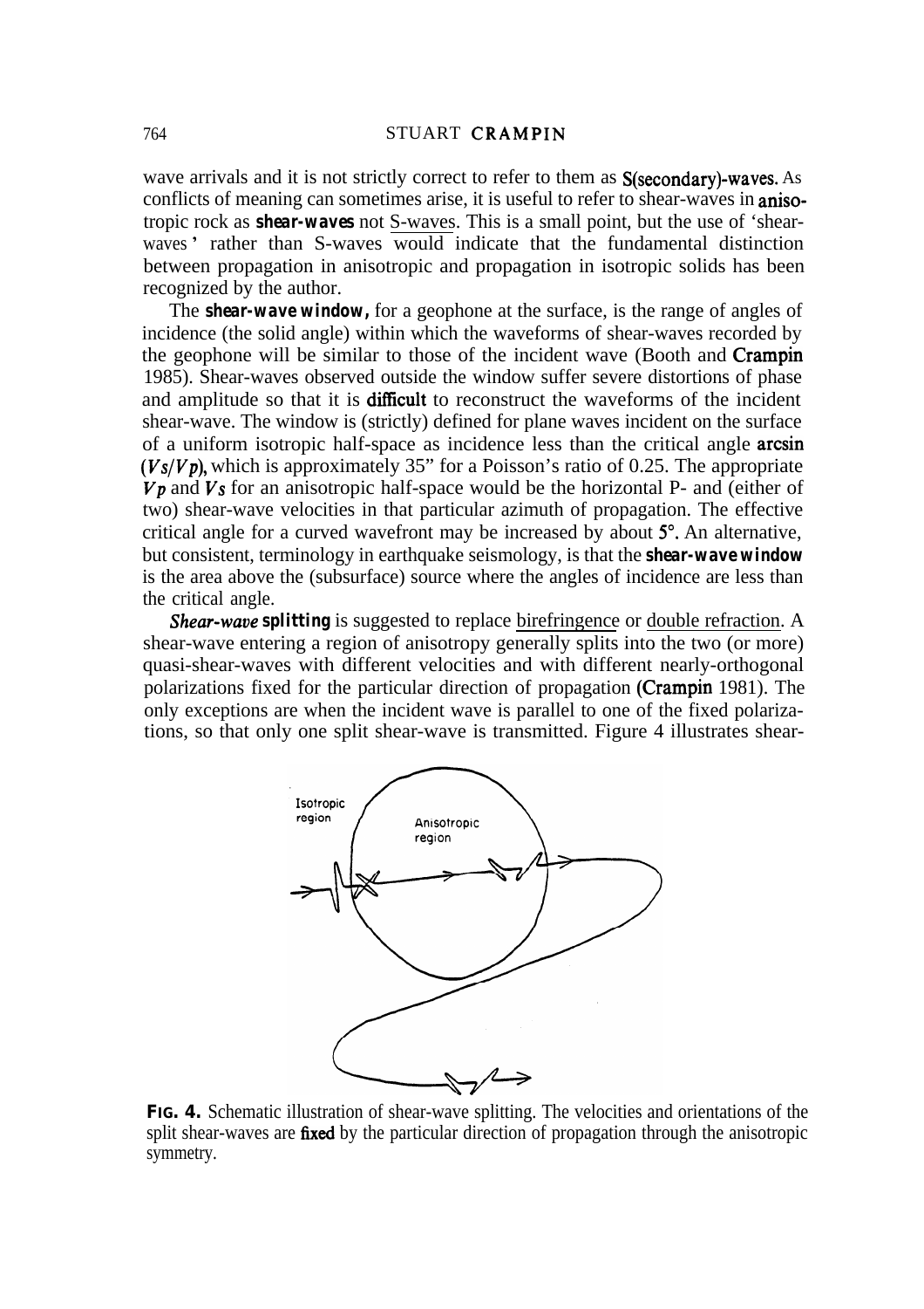wave arrivals and it is not strictly correct to refer to them as S(secondary)-waves. As conflicts of meaning can sometimes arise, it is useful to refer to shear-waves in anisotropic rock as ***shear-waves*** not S-waves. This is a small point, but the use of 'shear-waves' rather than S-waves would indicate that the fundamental distinction between propagation in anisotropic and propagation in isotropic solids has been recognized by the author.

The ***shear-wave window***, for a geophone at the surface, is the range of angles of incidence (the solid angle) within which the waveforms of shear-waves recorded by the geophone will be similar to those of the incident wave (Booth and Crampin 1985). Shear-waves observed outside the window suffer severe distortions of phase and amplitude so that it is difficult to reconstruct the waveforms of the incident shear-wave. The window is (strictly) defined for plane waves incident on the surface of a uniform isotropic half-space as incidence less than the critical angle arcsin $(Vs/Vp)$, which is approximately 35° for a Poisson's ratio of 0.25. The appropriate $Vp$ and $Vs$ for an anisotropic half-space would be the horizontal P- and (either of two) shear-wave velocities in that particular azimuth of propagation. The effective critical angle for a curved wavefront may be increased by about 5°. An alternative, but consistent, terminology in earthquake seismology, is that the ***shear-wave window*** is the area above the (subsurface) source where the angles of incidence are less than the critical angle.

***Shear-wave splitting*** is suggested to replace birefringence or double refraction. A shear-wave entering a region of anisotropy generally splits into the two (or more) quasi-shear-waves with different velocities and with different nearly-orthogonal polarizations fixed for the particular direction of propagation (Crampin 1981). The only exceptions are when the incident wave is parallel to one of the fixed polarizations, so that only one split shear-wave is transmitted. Figure 4 illustrates shear-

**FIG. 4.** Schematic illustration of shear-wave splitting. The velocities and orientations of the split shear-waves are fixed by the particular direction of propagation through the anisotropic symmetry.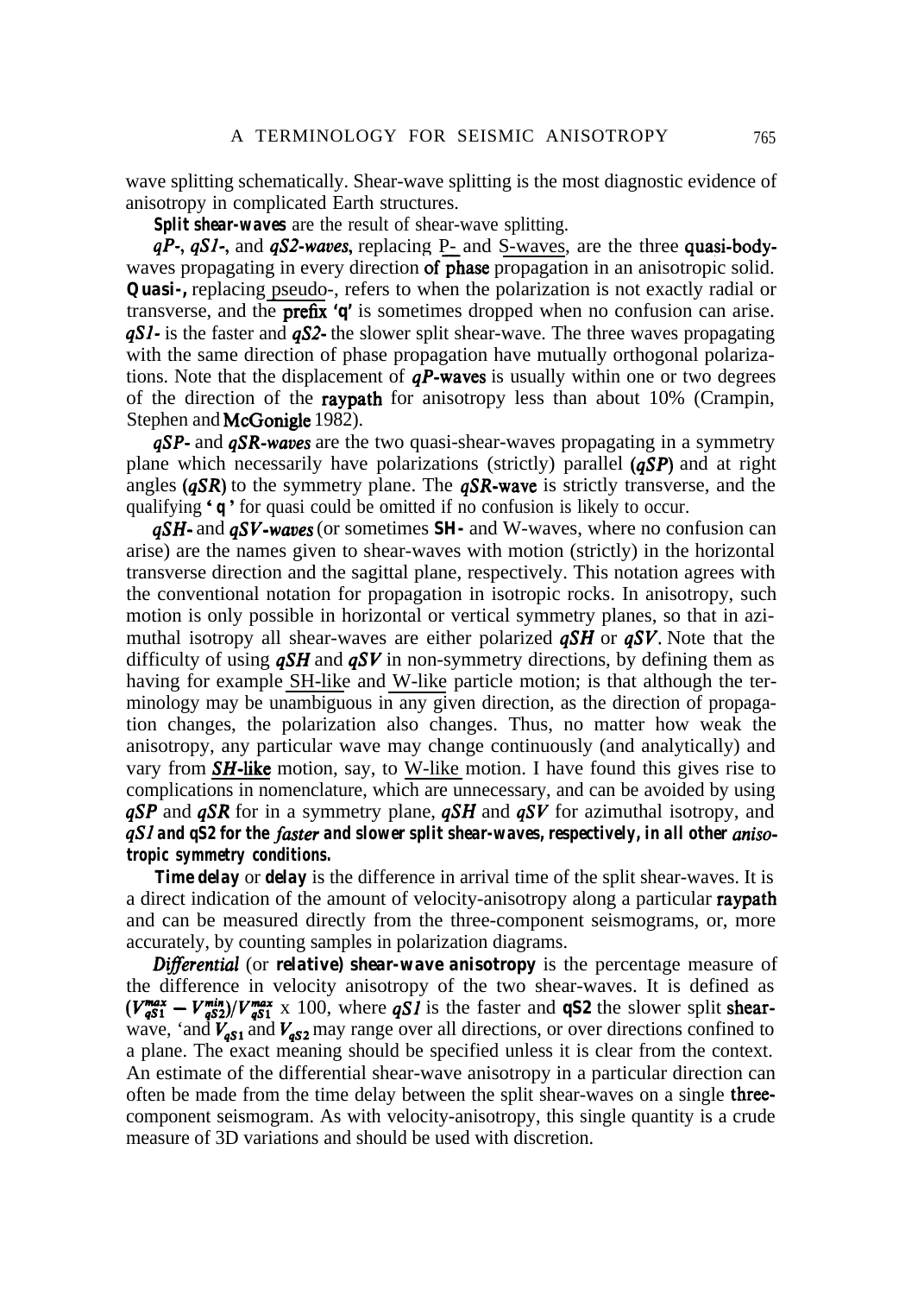wave splitting schematically. Shear-wave splitting is the most diagnostic evidence of anisotropy in complicated Earth structures.

***Split shear-waves*** are the result of shear-wave splitting.

***qP-***, ***qS1-***, and ***qS2-waves***, replacing P- and S-waves, are the three **quasi-body-**waves propagating in every direction of phase propagation in an anisotropic solid. ***Quasi-***, replacing pseudo-, refers to when the polarization is not exactly radial or transverse, and the prefix **'q'** is sometimes dropped when no confusion can arise. ***qS1-*** is the faster and ***qS2-*** the slower split shear-wave. The three waves propagating with the same direction of phase propagation have mutually orthogonal polarizations. Note that the displacement of ***qP*-waves** is usually within one or two degrees of the direction of the raypath for anisotropy less than about 10% (Crampin, Stephen and McGonigle 1982).

***qSP-*** and ***qSR-waves*** are the two quasi-shear-waves propagating in a symmetry plane which necessarily have polarizations (strictly) parallel (***qSP***) and at right angles (***qSR***) to the symmetry plane. The ***qSR*-wave** is strictly transverse, and the qualifying **'q'** for quasi could be omitted if no confusion is likely to occur.

***qSH-*** and ***qSV-waves*** (or sometimes **SH-** and W-waves, where no confusion can arise) are the names given to shear-waves with motion (strictly) in the horizontal transverse direction and the sagittal plane, respectively. This notation agrees with the conventional notation for propagation in isotropic rocks. In anisotropy, such motion is only possible in horizontal or vertical symmetry planes, so that in azimuthal isotropy all shear-waves are either polarized ***qSH*** or ***qSV***. Note that the difficulty of using ***qSH*** and ***qSV*** in non-symmetry directions, by defining them as having for example SH-like and W-like particle motion; is that although the terminology may be unambiguous in any given direction, as the direction of propagation changes, the polarization also changes. Thus, no matter how weak the anisotropy, any particular wave may change continuously (and analytically) and vary from ***SH*-like** motion, say, to W-like motion. I have found this gives rise to complications in nomenclature, which are unnecessary, and can be avoided by using ***qSP*** and ***qSR*** for in a symmetry plane, ***qSH*** and ***qSV*** for azimuthal isotropy, and ***qS1* and qS2 for the *faster* and slower split shear-waves, respectively, in all other *aniso*tropic symmetry conditions.**

***Time delay*** or ***delay*** is the difference in arrival time of the split shear-waves. It is a direct indication of the amount of velocity-anisotropy along a particular raypath and can be measured directly from the three-component seismograms, or, more accurately, by counting samples in polarization diagrams.

***Differential*** (or ***relative) shear-wave anisotropy*** is the percentage measure of the difference in velocity anisotropy of the two shear-waves. It is defined as $(V_{qS1}^{max} - V_{qS2}^{min})/V_{qS1}^{max} \times 100$, where ***qS1*** is the faster and **qS2** the slower split shear-wave, 'and $V_{qS1}$ and $V_{qS2}$ may range over all directions, or over directions confined to a plane. The exact meaning should be specified unless it is clear from the context. An estimate of the differential shear-wave anisotropy in a particular direction can often be made from the time delay between the split shear-waves on a single three-component seismogram. As with velocity-anisotropy, this single quantity is a crude measure of 3D variations and should be used with discretion.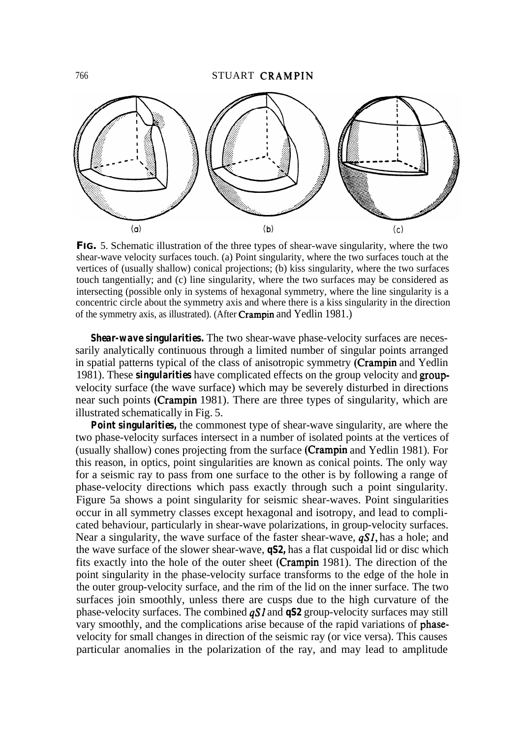(a) (b) (c)

**FIG.** 5. Schematic illustration of the three types of shear-wave singularity, where the two shear-wave velocity surfaces touch. (a) Point singularity, where the two surfaces touch at the vertices of (usually shallow) conical projections; (b) kiss singularity, where the two surfaces touch tangentially; and (c) line singularity, where the two surfaces may be considered as intersecting (possible only in systems of hexagonal symmetry, where the line singularity is a concentric circle about the symmetry axis and where there is a kiss singularity in the direction of the symmetry axis, as illustrated). (After Crampin and Yedlin 1981.)

***Shear-wave singularities.*** The two shear-wave phase-velocity surfaces are necessarily analytically continuous through a limited number of singular points arranged in spatial patterns typical of the class of anisotropic symmetry (Crampin and Yedlin 1981). These ***singularities*** have complicated effects on the group velocity and group-velocity surface (the wave surface) which may be severely disturbed in directions near such points (Crampin 1981). There are three types of singularity, which are illustrated schematically in Fig. 5.

***Point singularities,*** the commonest type of shear-wave singularity, are where the two phase-velocity surfaces intersect in a number of isolated points at the vertices of (usually shallow) cones projecting from the surface (Crampin and Yedlin 1981). For this reason, in optics, point singularities are known as conical points. The only way for a seismic ray to pass from one surface to the other is by following a range of phase-velocity directions which pass exactly through such a point singularity. Figure 5a shows a point singularity for seismic shear-waves. Point singularities occur in all symmetry classes except hexagonal and isotropy, and lead to complicated behaviour, particularly in shear-wave polarizations, in group-velocity surfaces. Near a singularity, the wave surface of the faster shear-wave, *qS1*, has a hole; and the wave surface of the slower shear-wave, **qS2,** has a flat cuspoidal lid or disc which fits exactly into the hole of the outer sheet (Crampin 1981). The direction of the point singularity in the phase-velocity surface transforms to the edge of the hole in the outer group-velocity surface, and the rim of the lid on the inner surface. The two surfaces join smoothly, unless there are cusps due to the high curvature of the phase-velocity surfaces. The combined *qS1* and **qS2** group-velocity surfaces may still vary smoothly, and the complications arise because of the rapid variations of phase-velocity for small changes in direction of the seismic ray (or vice versa). This causes particular anomalies in the polarization of the ray, and may lead to amplitude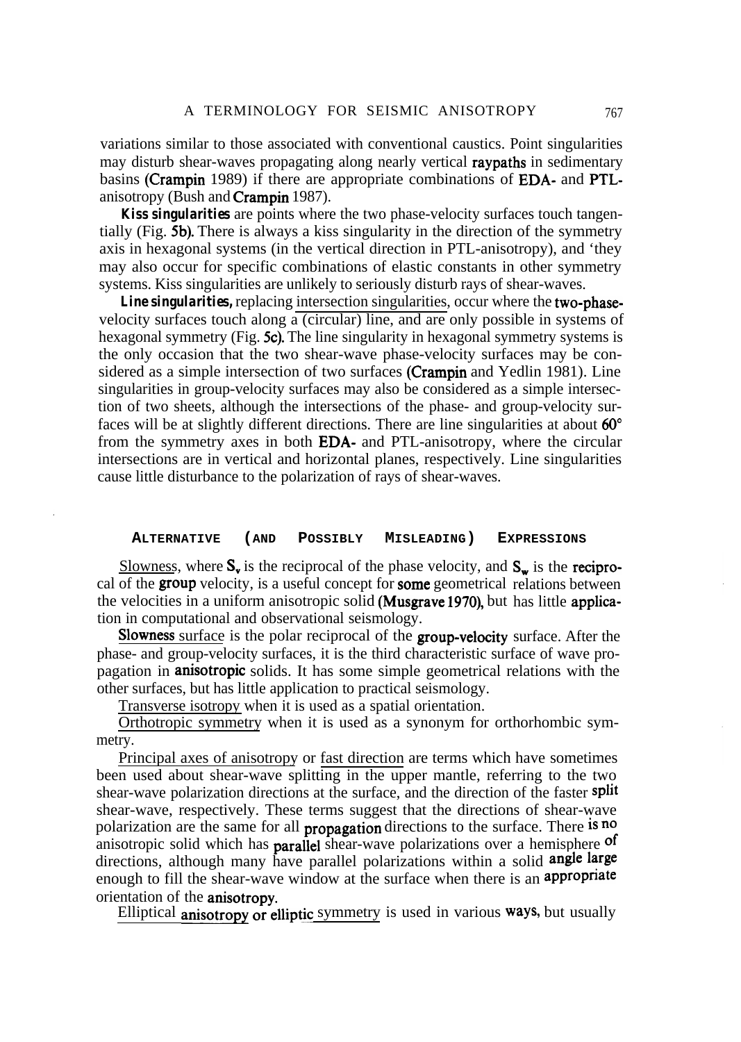variations similar to those associated with conventional caustics. Point singularities may disturb shear-waves propagating along nearly vertical raypaths in sedimentary basins (Crampin 1989) if there are appropriate combinations of EDA- and PTL-anisotropy (Bush and Crampin 1987).

***Kiss singularities*** are points where the two phase-velocity surfaces touch tangentially (Fig. 5b). There is always a kiss singularity in the direction of the symmetry axis in hexagonal systems (in the vertical direction in PTL-anisotropy), and 'they may also occur for specific combinations of elastic constants in other symmetry systems. Kiss singularities are unlikely to seriously disturb rays of shear-waves.

***Line singularities***, replacing intersection singularities, occur where the two-phase-velocity surfaces touch along a (circular) line, and are only possible in systems of hexagonal symmetry (Fig. 5c). The line singularity in hexagonal symmetry systems is the only occasion that the two shear-wave phase-velocity surfaces may be considered as a simple intersection of two surfaces (Crampin and Yedlin 1981). Line singularities in group-velocity surfaces may also be considered as a simple intersection of two sheets, although the intersections of the phase- and group-velocity surfaces will be at slightly different directions. There are line singularities at about 60° from the symmetry axes in both EDA- and PTL-anisotropy, where the circular intersections are in vertical and horizontal planes, respectively. Line singularities cause little disturbance to the polarization of rays of shear-waves.

## ALTERNATIVE (AND POSSIBLY MISLEADING) EXPRESSIONS

Slowness, where $S_v$ is the reciprocal of the phase velocity, and $S_w$ is the reciprocal of the group velocity, is a useful concept for some geometrical relations between the velocities in a uniform anisotropic solid (Musgrave 1970), but has little application in computational and observational seismology.

Slowness surface is the polar reciprocal of the group-velocity surface. After the phase- and group-velocity surfaces, it is the third characteristic surface of wave propagation in anisotropic solids. It has some simple geometrical relations with the other surfaces, but has little application to practical seismology.

Transverse isotropy when it is used as a spatial orientation.

Orthotropic symmetry when it is used as a synonym for orthorhombic symmetry.

Principal axes of anisotropy or fast direction are terms which have sometimes been used about shear-wave splitting in the upper mantle, referring to the two shear-wave polarization directions at the surface, and the direction of the faster split shear-wave, respectively. These terms suggest that the directions of shear-wave polarization are the same for all propagation directions to the surface. There is no anisotropic solid which has parallel shear-wave polarizations over a hemisphere of directions, although many have parallel polarizations within a solid angle large enough to fill the shear-wave window at the surface when there is an appropriate orientation of the anisotropy.

Elliptical anisotropy or elliptic symmetry is used in various ways, but usually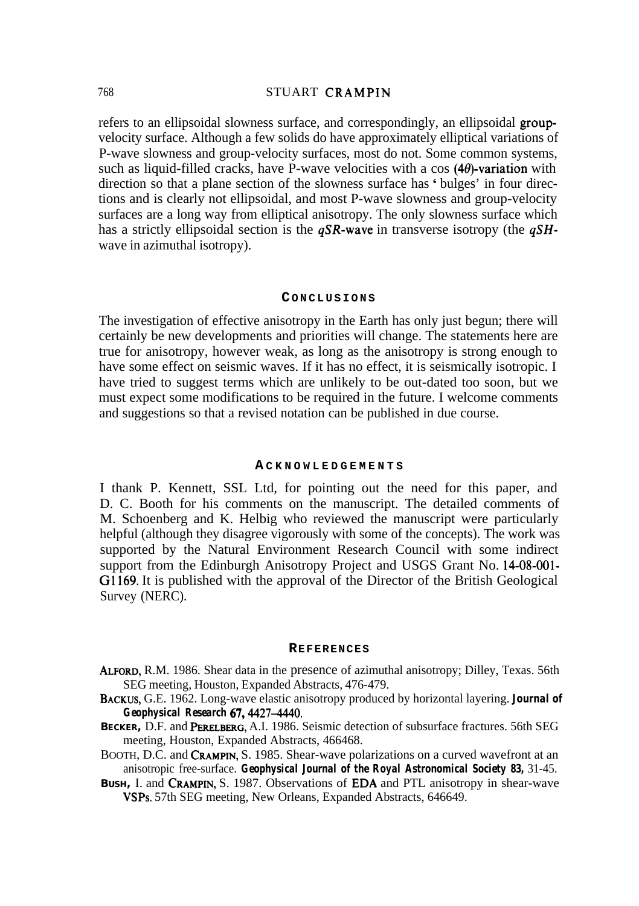refers to an ellipsoidal slowness surface, and correspondingly, an ellipsoidal group-velocity surface. Although a few solids do have approximately elliptical variations of P-wave slowness and group-velocity surfaces, most do not. Some common systems, such as liquid-filled cracks, have P-wave velocities with a cos $(4\theta)$-variation with direction so that a plane section of the slowness surface has ' bulges' in four directions and is clearly not ellipsoidal, and most P-wave slowness and group-velocity surfaces are a long way from elliptical anisotropy. The only slowness surface which has a strictly ellipsoidal section is the *qSR*-wave in transverse isotropy (the *qSH*-wave in azimuthal isotropy).

## Conclusions

The investigation of effective anisotropy in the Earth has only just begun; there will certainly be new developments and priorities will change. The statements here are true for anisotropy, however weak, as long as the anisotropy is strong enough to have some effect on seismic waves. If it has no effect, it is seismically isotropic. I have tried to suggest terms which are unlikely to be out-dated too soon, but we must expect some modifications to be required in the future. I welcome comments and suggestions so that a revised notation can be published in due course.

## Acknowledgements

I thank P. Kennett, SSL Ltd, for pointing out the need for this paper, and D. C. Booth for his comments on the manuscript. The detailed comments of M. Schoenberg and K. Helbig who reviewed the manuscript were particularly helpful (although they disagree vigorously with some of the concepts). The work was supported by the Natural Environment Research Council with some indirect support from the Edinburgh Anisotropy Project and USGS Grant No. 14-08-001-G1169. It is published with the approval of the Director of the British Geological Survey (NERC).

## References

Alford, R.M. 1986. Shear data in the presence of azimuthal anisotropy; Dilley, Texas. 56th SEG meeting, Houston, Expanded Abstracts, 476-479.

Backus, G.E. 1962. Long-wave elastic anisotropy produced by horizontal layering. **Journal of Geophysical Research 67, 4427–4440.**

Becker, D.F. and Perelberg, A.I. 1986. Seismic detection of subsurface fractures. 56th SEG meeting, Houston, Expanded Abstracts, 466468.

Booth, D.C. and Crampin, S. 1985. Shear-wave polarizations on a curved wavefront at an anisotropic free-surface. **Geophysical Journal of the Royal Astronomical Society 83,** 31-45.

Bush, I. and Crampin, S. 1987. Observations of EDA and PTL anisotropy in shear-wave VSPs. 57th SEG meeting, New Orleans, Expanded Abstracts, 646649.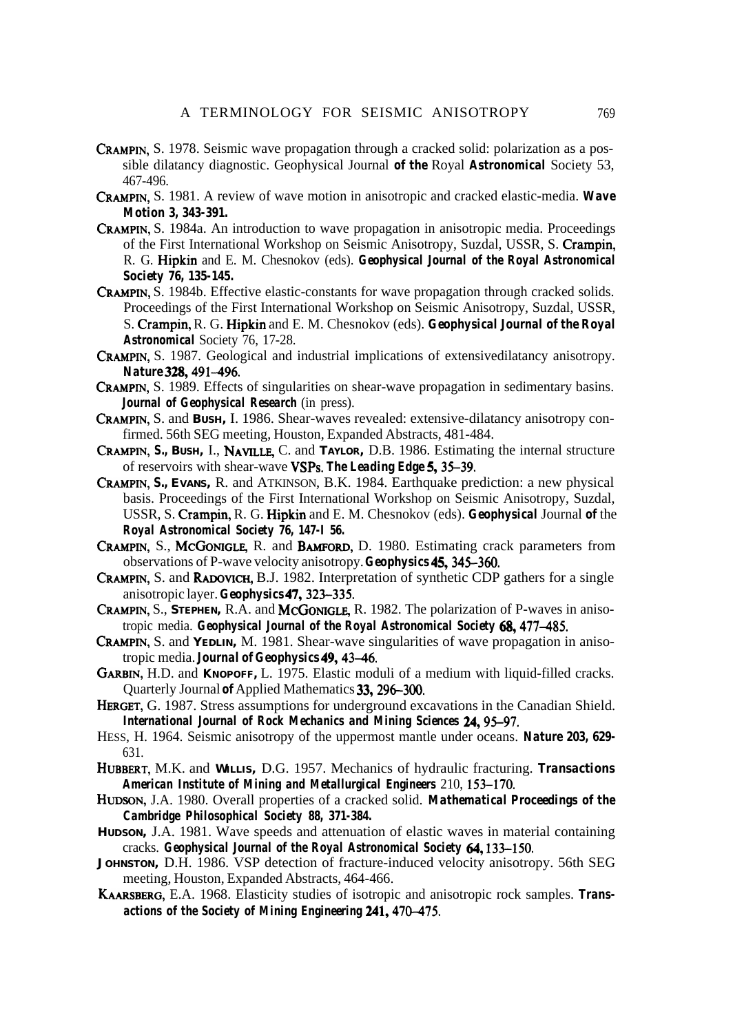CRAMPIN, S. 1978. Seismic wave propagation through a cracked solid: polarization as a possible dilatancy diagnostic. Geophysical Journal **of the** Royal **Astronomical** Society 53, 467-496.

CRAMPIN, S. 1981. A review of wave motion in anisotropic and cracked elastic-media. **Wave Motion 3, 343-391.**

CRAMPIN, S. 1984a. An introduction to wave propagation in anisotropic media. Proceedings of the First International Workshop on Seismic Anisotropy, Suzdal, USSR, S. Crampin, R. G. Hipkin and E. M. Chesnokov (eds). **Geophysical Journal of the Royal Astronomical Society 76, 135-145.**

CRAMPIN, S. 1984b. Effective elastic-constants for wave propagation through cracked solids. Proceedings of the First International Workshop on Seismic Anisotropy, Suzdal, USSR, S. Crampin, R. G. Hipkin and E. M. Chesnokov (eds). **Geophysical Journal of the Royal Astronomical** Society 76, 17-28.

CRAMPIN, S. 1987. Geological and industrial implications of extensivedilatancy anisotropy. **Nature 328, 491–496.**

CRAMPIN, S. 1989. Effects of singularities on shear-wave propagation in sedimentary basins. **Journal of Geophysical Research** (in press).

CRAMPIN, S. and BUSH, I. 1986. Shear-waves revealed: extensive-dilatancy anisotropy confirmed. 56th SEG meeting, Houston, Expanded Abstracts, 481-484.

CRAMPIN, S., BUSH, I., NAVILLE, C. and TAYLOR, D.B. 1986. Estimating the internal structure of reservoirs with shear-wave VSPs. **The Leading Edge 5, 35–39.**

CRAMPIN, S., EVANS, R. and ATKINSON, B.K. 1984. Earthquake prediction: a new physical basis. Proceedings of the First International Workshop on Seismic Anisotropy, Suzdal, USSR, S. Crampin, R. G. Hipkin and E. M. Chesnokov (eds). **Geophysical** Journal **of** the **Royal Astronomical Society 76, 147-156.**

CRAMPIN, S., MCGONIGLE, R. and BAMFORD, D. 1980. Estimating crack parameters from observations of P-wave velocity anisotropy. **Geophysics 45, 345–360.**

CRAMPIN, S. and RADOVICH, B.J. 1982. Interpretation of synthetic CDP gathers for a single anisotropic layer. **Geophysics 47, 323–335.**

CRAMPIN, S., STEPHEN, R.A. and MCGONIGLE, R. 1982. The polarization of P-waves in anisotropic media. **Geophysical Journal of the Royal Astronomical Society 68, 477–485.**

CRAMPIN, S. and YEDLIN, M. 1981. Shear-wave singularities of wave propagation in anisotropic media. **Journal of Geophysics 49, 43–46.**

GARBIN, H.D. and KNOPOFF, L. 1975. Elastic moduli of a medium with liquid-filled cracks. Quarterly Journal **of** Applied Mathematics **33, 296–300.**

HERGET, G. 1987. Stress assumptions for underground excavations in the Canadian Shield. **International Journal of Rock Mechanics and Mining Sciences 24, 95–97.**

HESS, H. 1964. Seismic anisotropy of the uppermost mantle under oceans. **Nature 203, 629-**631.

HUBBERT, M.K. and WILLIS, D.G. 1957. Mechanics of hydraulic fracturing. **Transactions American Institute of Mining and Metallurgical Engineers** 210, **153–170.**

HUDSON, J.A. 1980. Overall properties of a cracked solid. **Mathematical Proceedings of the Cambridge Philosophical Society 88, 371-384.**

HUDSON, J.A. 1981. Wave speeds and attenuation of elastic waves in material containing cracks. **Geophysical Journal of the Royal Astronomical Society 64, 133–150.**

JOHNSTON, D.H. 1986. VSP detection of fracture-induced velocity anisotropy. 56th SEG meeting, Houston, Expanded Abstracts, 464-466.

KAARSBERG, E.A. 1968. Elasticity studies of isotropic and anisotropic rock samples. **Transactions of the Society of Mining Engineering 241, 470–475.**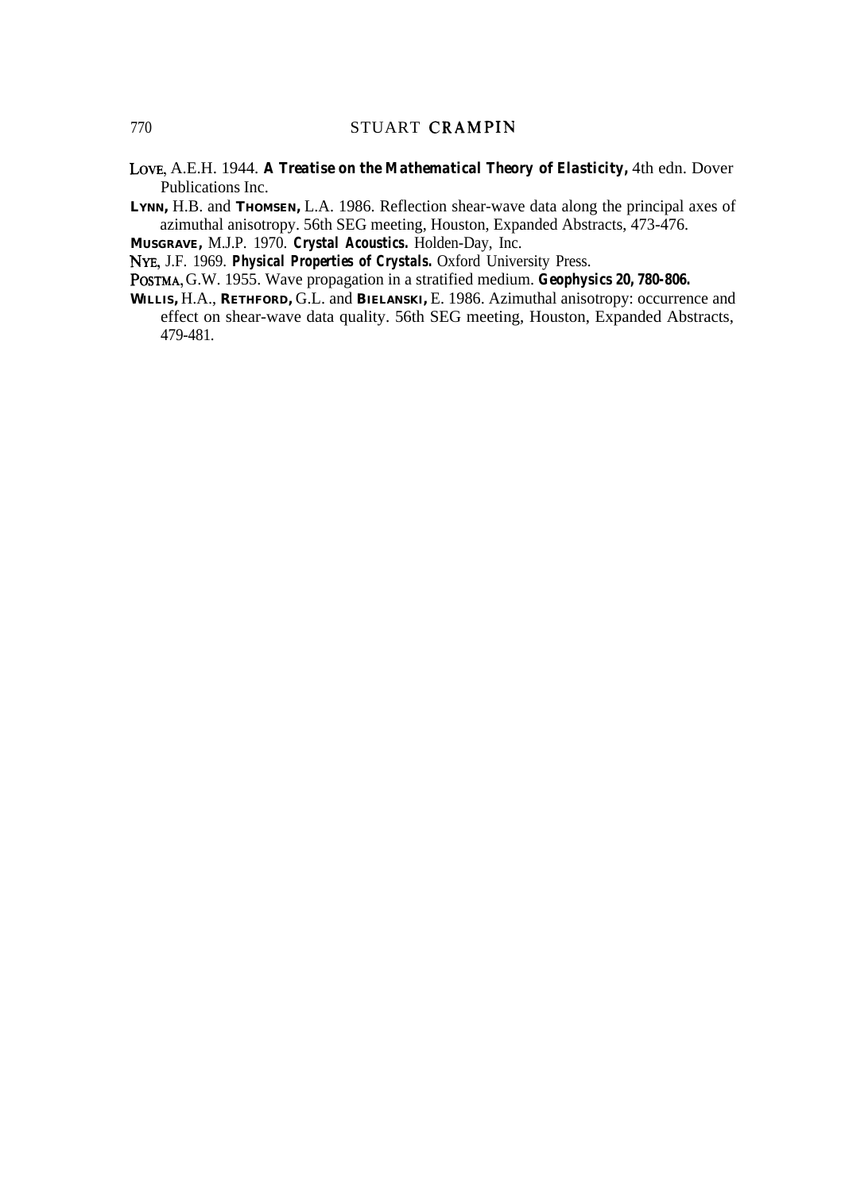LOVE, A.E.H. 1944. ***A Treatise on the Mathematical Theory of Elasticity,*** 4th edn. Dover Publications Inc.

**LYNN,** H.B. and **THOMSEN,** L.A. 1986. Reflection shear-wave data along the principal axes of azimuthal anisotropy. 56th SEG meeting, Houston, Expanded Abstracts, 473-476.

**MUSGRAVE,** M.J.P. 1970. ***Crystal Acoustics.*** Holden-Day, Inc.

NYE, J.F. 1969. ***Physical Properties of Crystals.*** Oxford University Press.

POSTMA, G.W. 1955. Wave propagation in a stratified medium. ***Geophysics 20, 780-806.***

**WILLIS,** H.A., **RETHFORD,** G.L. and **BIELANSKI,** E. 1986. Azimuthal anisotropy: occurrence and effect on shear-wave data quality. 56th SEG meeting, Houston, Expanded Abstracts, 479-481.